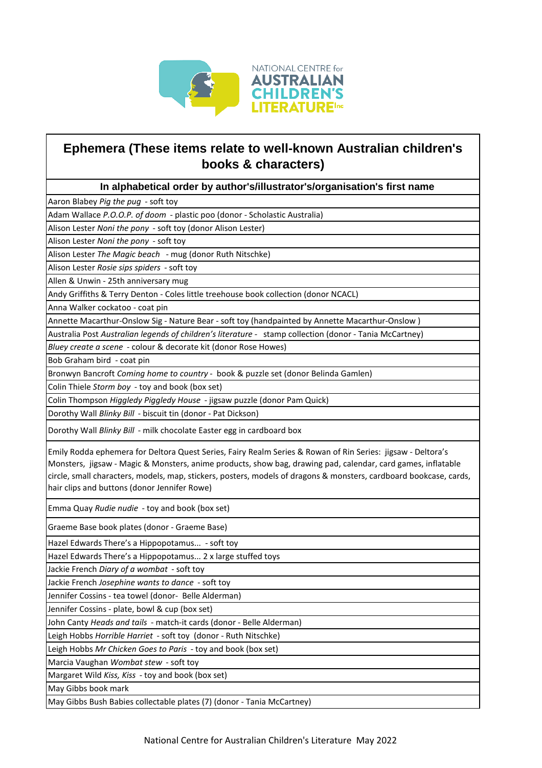# Ephemera (These items relate to well-known Australian children's books & characters)

## In alphabetical order by author's/illustrator's/organisation's first name

| |
|---|
| Aaron Blabey *Pig the pug* - soft toy |
| Adam Wallace *P.O.O.P. of doom* - plastic poo (donor - Scholastic Australia) |
| Alison Lester *Noni the pony* - soft toy (donor Alison Lester) |
| Alison Lester *Noni the pony* - soft toy |
| Alison Lester *The Magic beach* - mug (donor Ruth Nitschke) |
| Alison Lester *Rosie sips spiders* - soft toy |
| Allen & Unwin - 25th anniversary mug |
| Andy Griffiths & Terry Denton - Coles little treehouse book collection (donor NCACL) |
| Anna Walker cockatoo - coat pin |
| Annette Macarthur-Onslow Sig - Nature Bear - soft toy (handpainted by Annette Macarthur-Onslow ) |
| Australia Post *Australian legends of children's literature* - stamp collection (donor - Tania McCartney) |
| *Bluey create a scene* - colour & decorate kit (donor Rose Howes) |
| Bob Graham bird - coat pin |
| Bronwyn Bancroft *Coming home to country* - book & puzzle set (donor Belinda Gamlen) |
| Colin Thiele *Storm boy* - toy and book (box set) |
| Colin Thompson *Higgledy Piggledy House* - jigsaw puzzle (donor Pam Quick) |
| Dorothy Wall *Blinky Bill* - biscuit tin (donor - Pat Dickson) |
| Dorothy Wall *Blinky Bill* - milk chocolate Easter egg in cardboard box |
| Emily Rodda ephemera for Deltora Quest Series, Fairy Realm Series & Rowan of Rin Series: jigsaw - Deltora's Monsters, jigsaw - Magic & Monsters, anime products, show bag, drawing pad, calendar, card games, inflatable circle, small characters, models, map, stickers, posters, models of dragons & monsters, cardboard bookcase, cards, hair clips and buttons (donor Jennifer Rowe) |
| Emma Quay *Rudie nudie* - toy and book (box set) |
| Graeme Base book plates (donor - Graeme Base) |
| Hazel Edwards There's a Hippopotamus... - soft toy |
| Hazel Edwards There's a Hippopotamus... 2 x large stuffed toys |
| Jackie French *Diary of a wombat* - soft toy |
| Jackie French *Josephine wants to dance* - soft toy |
| Jennifer Cossins - tea towel (donor- Belle Alderman) |
| Jennifer Cossins - plate, bowl & cup (box set) |
| John Canty *Heads and tails* - match-it cards (donor - Belle Alderman) |
| Leigh Hobbs *Horrible Harriet* - soft toy (donor - Ruth Nitschke) |
| Leigh Hobbs *Mr Chicken Goes to Paris* - toy and book (box set) |
| Marcia Vaughan *Wombat stew* - soft toy |
| Margaret Wild *Kiss, Kiss* - toy and book (box set) |
| May Gibbs book mark |
| May Gibbs Bush Babies collectable plates (7) (donor - Tania McCartney) |

National Centre for Australian Children's Literature May 2022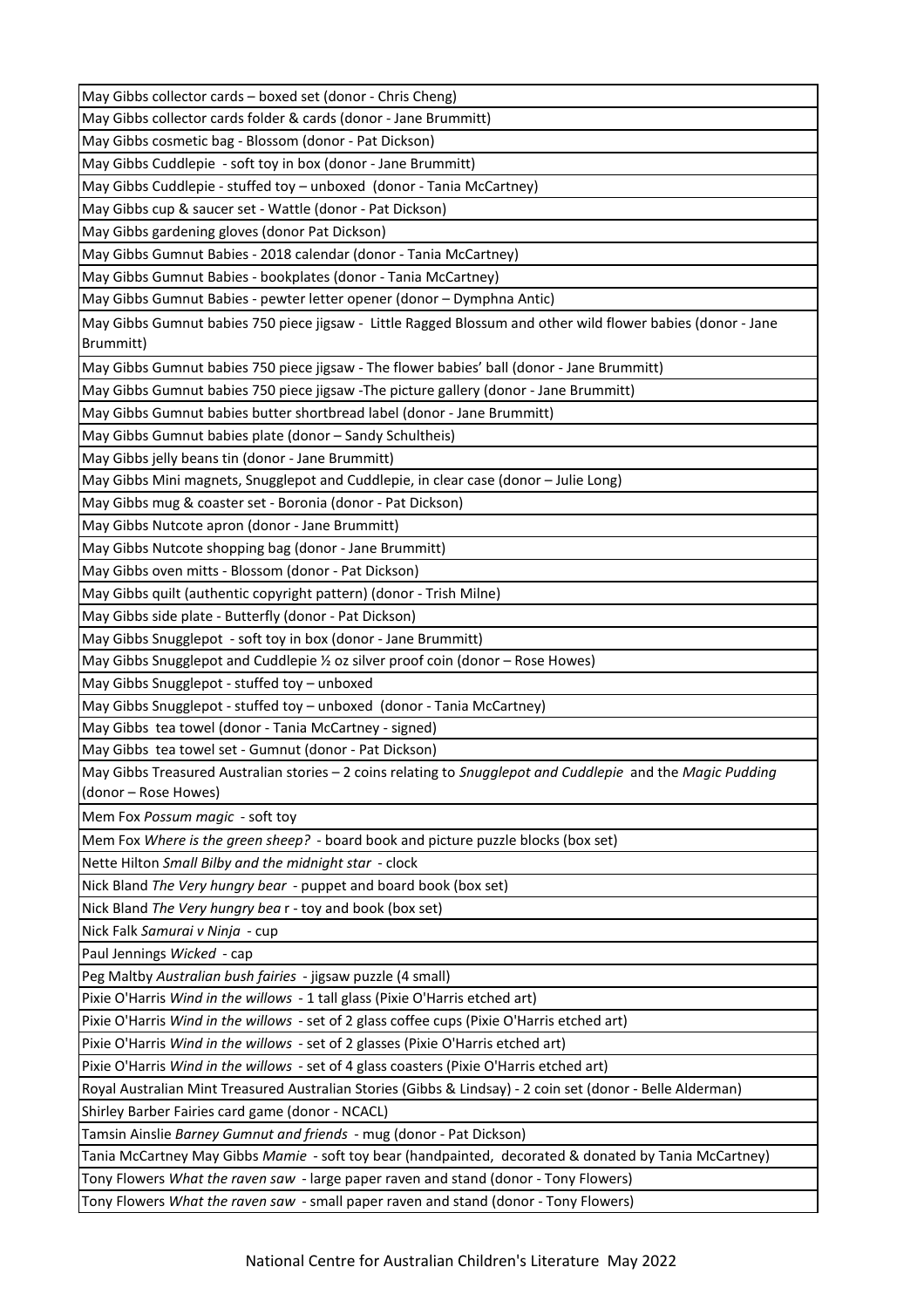| May Gibbs collector cards – boxed set (donor - Chris Cheng) |
|---|
| May Gibbs collector cards folder & cards (donor - Jane Brummitt) |
| May Gibbs cosmetic bag - Blossom (donor - Pat Dickson) |
| May Gibbs Cuddlepie - soft toy in box (donor - Jane Brummitt) |
| May Gibbs Cuddlepie - stuffed toy – unboxed (donor - Tania McCartney) |
| May Gibbs cup & saucer set - Wattle (donor - Pat Dickson) |
| May Gibbs gardening gloves (donor Pat Dickson) |
| May Gibbs Gumnut Babies - 2018 calendar (donor - Tania McCartney) |
| May Gibbs Gumnut Babies - bookplates (donor - Tania McCartney) |
| May Gibbs Gumnut Babies - pewter letter opener (donor – Dymphna Antic) |
| May Gibbs Gumnut babies 750 piece jigsaw - Little Ragged Blossum and other wild flower babies (donor - Jane Brummitt) |
| May Gibbs Gumnut babies 750 piece jigsaw - The flower babies' ball (donor - Jane Brummitt) |
| May Gibbs Gumnut babies 750 piece jigsaw -The picture gallery (donor - Jane Brummitt) |
| May Gibbs Gumnut babies butter shortbread label (donor - Jane Brummitt) |
| May Gibbs Gumnut babies plate (donor – Sandy Schultheis) |
| May Gibbs jelly beans tin (donor - Jane Brummitt) |
| May Gibbs Mini magnets, Snugglepot and Cuddlepie, in clear case (donor – Julie Long) |
| May Gibbs mug & coaster set - Boronia (donor - Pat Dickson) |
| May Gibbs Nutcote apron (donor - Jane Brummitt) |
| May Gibbs Nutcote shopping bag (donor - Jane Brummitt) |
| May Gibbs oven mitts - Blossom (donor - Pat Dickson) |
| May Gibbs quilt (authentic copyright pattern) (donor - Trish Milne) |
| May Gibbs side plate - Butterfly (donor - Pat Dickson) |
| May Gibbs Snugglepot - soft toy in box (donor - Jane Brummitt) |
| May Gibbs Snugglepot and Cuddlepie ½ oz silver proof coin (donor – Rose Howes) |
| May Gibbs Snugglepot - stuffed toy – unboxed |
| May Gibbs Snugglepot - stuffed toy – unboxed (donor - Tania McCartney) |
| May Gibbs tea towel (donor - Tania McCartney - signed) |
| May Gibbs tea towel set - Gumnut (donor - Pat Dickson) |
| May Gibbs Treasured Australian stories – 2 coins relating to *Snugglepot and Cuddlepie* and the *Magic Pudding* (donor – Rose Howes) |
| Mem Fox *Possum magic* - soft toy |
| Mem Fox *Where is the green sheep?* - board book and picture puzzle blocks (box set) |
| Nette Hilton *Small Bilby and the midnight star* - clock |
| Nick Bland *The Very hungry bear* - puppet and board book (box set) |
| Nick Bland *The Very hungry bea* r - toy and book (box set) |
| Nick Falk *Samurai v Ninja* - cup |
| Paul Jennings *Wicked* - cap |
| Peg Maltby *Australian bush fairies* - jigsaw puzzle (4 small) |
| Pixie O'Harris *Wind in the willows* - 1 tall glass (Pixie O'Harris etched art) |
| Pixie O'Harris *Wind in the willows* - set of 2 glass coffee cups (Pixie O'Harris etched art) |
| Pixie O'Harris *Wind in the willows* - set of 2 glasses (Pixie O'Harris etched art) |
| Pixie O'Harris *Wind in the willows* - set of 4 glass coasters (Pixie O'Harris etched art) |
| Royal Australian Mint Treasured Australian Stories (Gibbs & Lindsay) - 2 coin set (donor - Belle Alderman) |
| Shirley Barber Fairies card game (donor - NCACL) |
| Tamsin Ainslie *Barney Gumnut and friends* - mug (donor - Pat Dickson) |
| Tania McCartney May Gibbs *Mamie* - soft toy bear (handpainted, decorated & donated by Tania McCartney) |
| Tony Flowers *What the raven saw* - large paper raven and stand (donor - Tony Flowers) |
| Tony Flowers *What the raven saw* - small paper raven and stand (donor - Tony Flowers) |

National Centre for Australian Children's Literature May 2022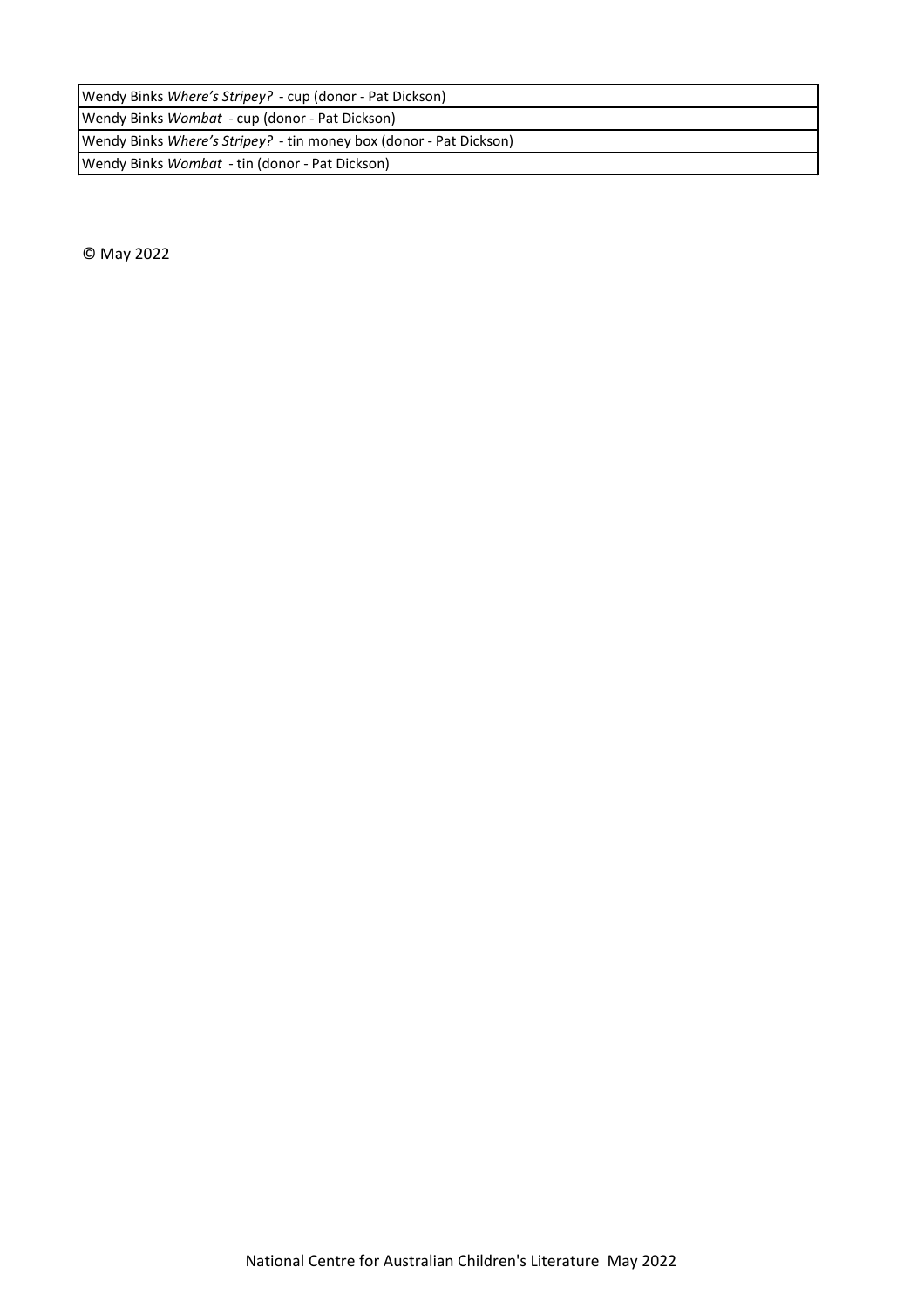| |
|---|
| Wendy Binks *Where's Stripey?* - cup (donor - Pat Dickson) |
| Wendy Binks *Wombat* - cup (donor - Pat Dickson) |
| Wendy Binks *Where's Stripey?* - tin money box (donor - Pat Dickson) |
| Wendy Binks *Wombat* - tin (donor - Pat Dickson) |

© May 2022